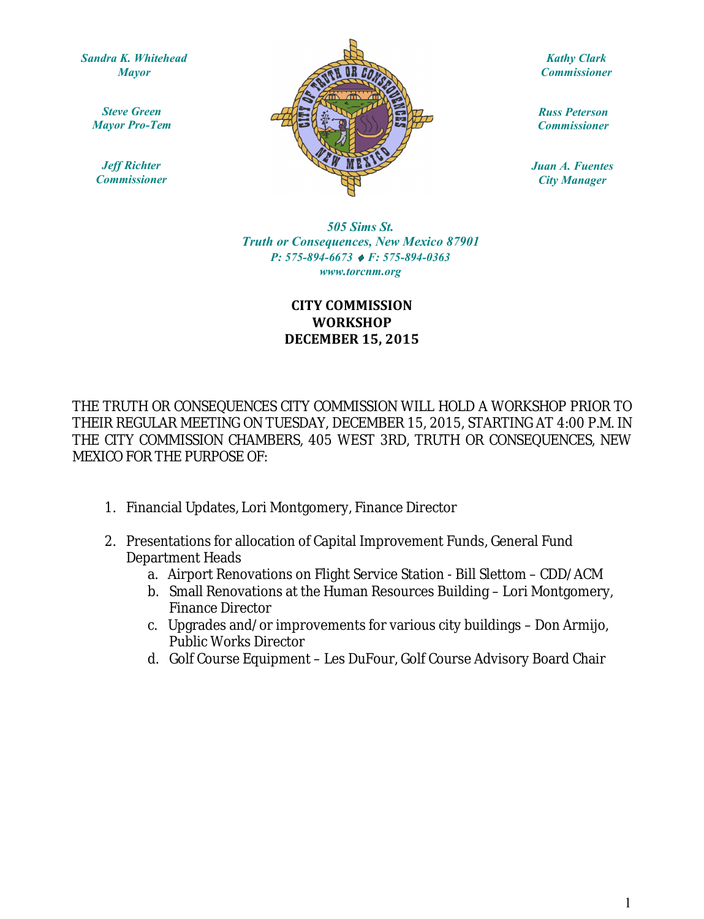*Sandra K. Whitehead*
*Mayor*

*Steve Green*
*Mayor Pro-Tem*

*Jeff Richter*
*Commissioner*

*Kathy Clark*
*Commissioner*

*Russ Peterson*
*Commissioner*

*Juan A. Fuentes*
*City Manager*

*505 Sims St.*
*Truth or Consequences, New Mexico 87901*
*P: 575-894-6673 ♦ F: 575-894-0363*
*www.torcnm.org*

**CITY COMMISSION**
**WORKSHOP**
**DECEMBER 15, 2015**

THE TRUTH OR CONSEQUENCES CITY COMMISSION WILL HOLD A WORKSHOP PRIOR TO THEIR REGULAR MEETING ON TUESDAY, DECEMBER 15, 2015, STARTING AT 4:00 P.M. IN THE CITY COMMISSION CHAMBERS, 405 WEST 3RD, TRUTH OR CONSEQUENCES, NEW MEXICO FOR THE PURPOSE OF:

1. Financial Updates, Lori Montgomery, Finance Director

2. Presentations for allocation of Capital Improvement Funds, General Fund Department Heads
   a. Airport Renovations on Flight Service Station - Bill Slettom – CDD/ACM
   b. Small Renovations at the Human Resources Building – Lori Montgomery, Finance Director
   c. Upgrades and/or improvements for various city buildings – Don Armijo, Public Works Director
   d. Golf Course Equipment – Les DuFour, Golf Course Advisory Board Chair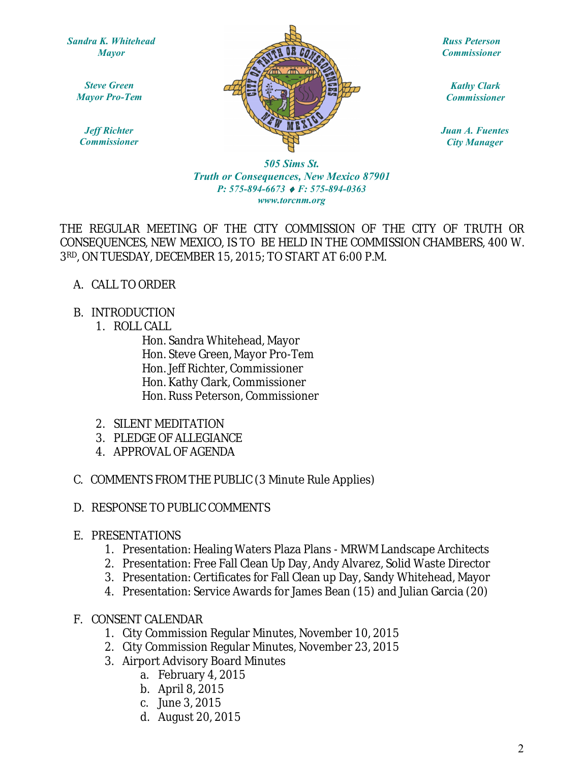*Sandra K. Whitehead*
*Mayor*

*Steve Green*
*Mayor Pro-Tem*

*Jeff Richter*
*Commissioner*

*Russ Peterson*
*Commissioner*

*Kathy Clark*
*Commissioner*

*Juan A. Fuentes*
*City Manager*

*505 Sims St.*
*Truth or Consequences, New Mexico 87901*
*P: 575-894-6673 ♦ F: 575-894-0363*
*www.torcnm.org*

THE REGULAR MEETING OF THE CITY COMMISSION OF THE CITY OF TRUTH OR CONSEQUENCES, NEW MEXICO, IS TO BE HELD IN THE COMMISSION CHAMBERS, 400 W. 3RD, ON TUESDAY, DECEMBER 15, 2015; TO START AT 6:00 P.M.

A. CALL TO ORDER

B. INTRODUCTION
   1. ROLL CALL
      - Hon. Sandra Whitehead, Mayor
      - Hon. Steve Green, Mayor Pro-Tem
      - Hon. Jeff Richter, Commissioner
      - Hon. Kathy Clark, Commissioner
      - Hon. Russ Peterson, Commissioner
   2. SILENT MEDITATION
   3. PLEDGE OF ALLEGIANCE
   4. APPROVAL OF AGENDA

C. COMMENTS FROM THE PUBLIC (3 Minute Rule Applies)

D. RESPONSE TO PUBLIC COMMENTS

E. PRESENTATIONS
   1. Presentation: Healing Waters Plaza Plans - MRWM Landscape Architects
   2. Presentation: Free Fall Clean Up Day, Andy Alvarez, Solid Waste Director
   3. Presentation: Certificates for Fall Clean up Day, Sandy Whitehead, Mayor
   4. Presentation: Service Awards for James Bean (15) and Julian Garcia (20)

F. CONSENT CALENDAR
   1. City Commission Regular Minutes, November 10, 2015
   2. City Commission Regular Minutes, November 23, 2015
   3. Airport Advisory Board Minutes
      a. February 4, 2015
      b. April 8, 2015
      c. June 3, 2015
      d. August 20, 2015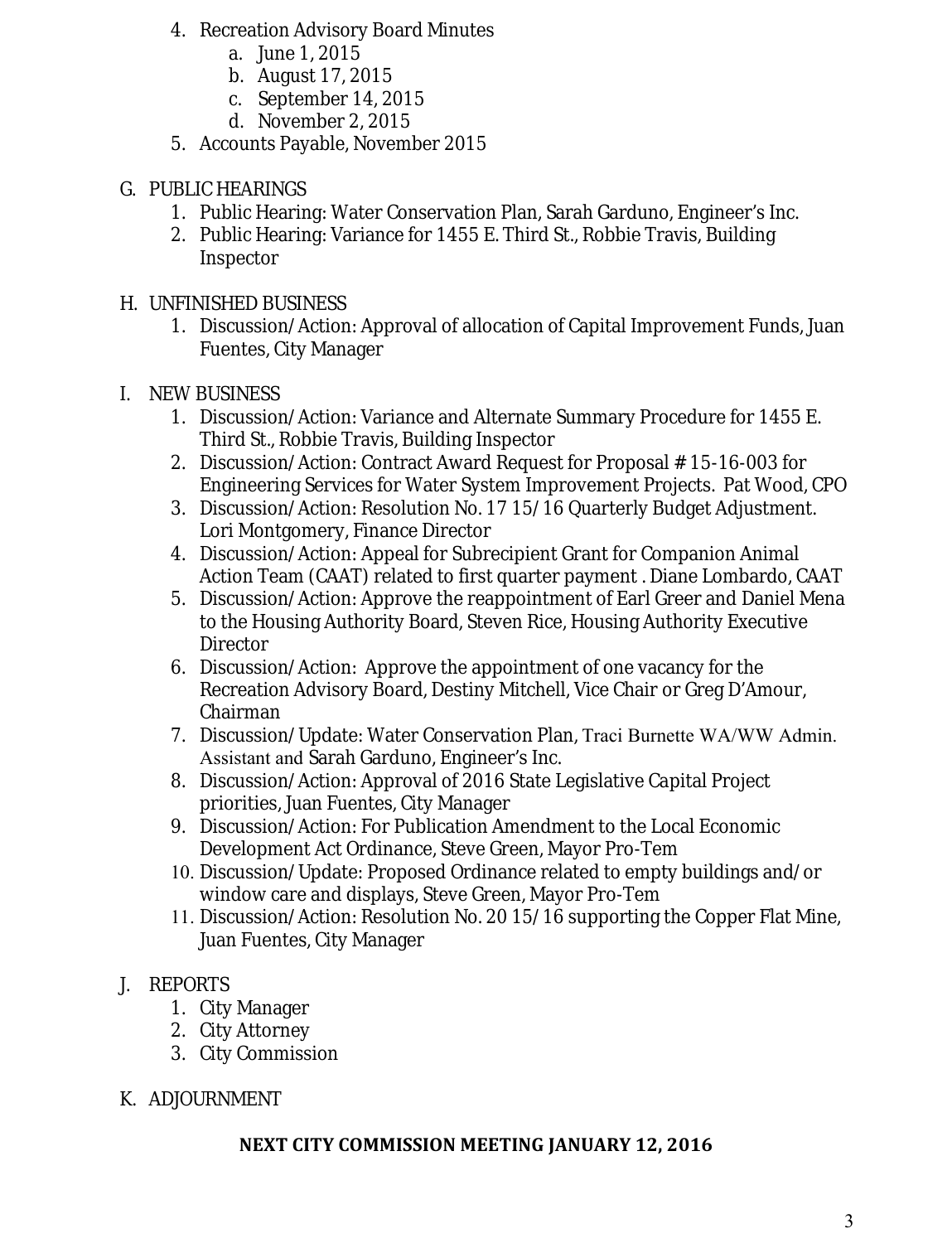4. Recreation Advisory Board Minutes
    a. June 1, 2015
    b. August 17, 2015
    c. September 14, 2015
    d. November 2, 2015
5. Accounts Payable, November 2015

G. PUBLIC HEARINGS
    1. Public Hearing: Water Conservation Plan, Sarah Garduno, Engineer's Inc.
    2. Public Hearing: Variance for 1455 E. Third St., Robbie Travis, Building Inspector

H. UNFINISHED BUSINESS
    1. Discussion/Action: Approval of allocation of Capital Improvement Funds, Juan Fuentes, City Manager

I. NEW BUSINESS
    1. Discussion/Action: Variance and Alternate Summary Procedure for 1455 E. Third St., Robbie Travis, Building Inspector
    2. Discussion/Action: Contract Award Request for Proposal # 15-16-003 for Engineering Services for Water System Improvement Projects. Pat Wood, CPO
    3. Discussion/Action: Resolution No. 17 15/16 Quarterly Budget Adjustment. Lori Montgomery, Finance Director
    4. Discussion/Action: Appeal for Subrecipient Grant for Companion Animal Action Team (CAAT) related to first quarter payment . Diane Lombardo, CAAT
    5. Discussion/Action: Approve the reappointment of Earl Greer and Daniel Mena to the Housing Authority Board, Steven Rice, Housing Authority Executive Director
    6. Discussion/Action: Approve the appointment of one vacancy for the Recreation Advisory Board, Destiny Mitchell, Vice Chair or Greg D'Amour, Chairman
    7. Discussion/Update: Water Conservation Plan, Traci Burnette WA/WW Admin. Assistant and Sarah Garduno, Engineer's Inc.
    8. Discussion/Action: Approval of 2016 State Legislative Capital Project priorities, Juan Fuentes, City Manager
    9. Discussion/Action: For Publication Amendment to the Local Economic Development Act Ordinance, Steve Green, Mayor Pro-Tem
    10. Discussion/Update: Proposed Ordinance related to empty buildings and/or window care and displays, Steve Green, Mayor Pro-Tem
    11. Discussion/Action: Resolution No. 20 15/16 supporting the Copper Flat Mine, Juan Fuentes, City Manager

J. REPORTS
    1. City Manager
    2. City Attorney
    3. City Commission

K. ADJOURNMENT

**NEXT CITY COMMISSION MEETING JANUARY 12, 2016**